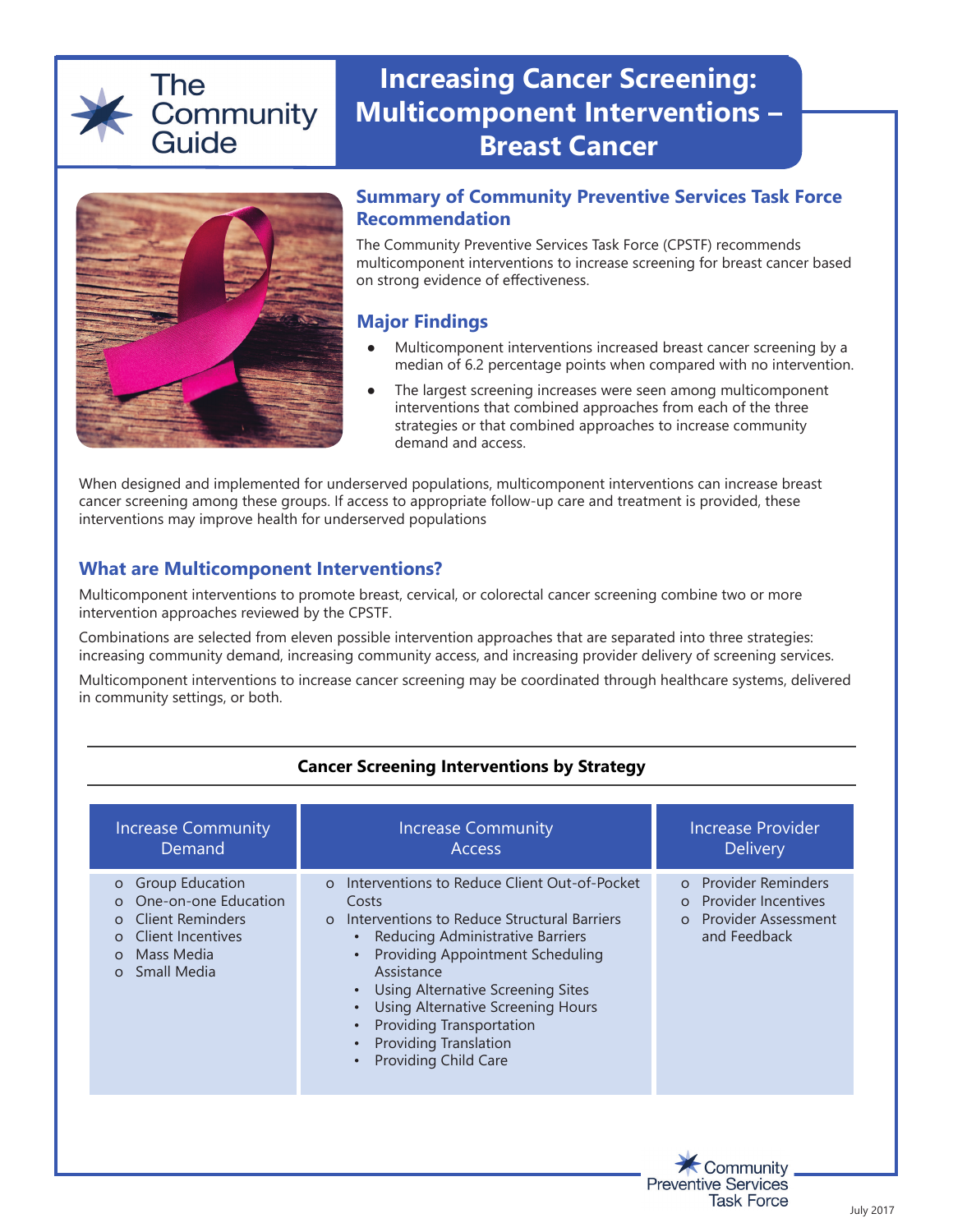The Community Guide

# Increasing Cancer Screening: Multicomponent Interventions – Breast Cancer

## Summary of Community Preventive Services Task Force Recommendation

The Community Preventive Services Task Force (CPSTF) recommends multicomponent interventions to increase screening for breast cancer based on strong evidence of effectiveness.

## Major Findings

- Multicomponent interventions increased breast cancer screening by a median of 6.2 percentage points when compared with no intervention.
- The largest screening increases were seen among multicomponent interventions that combined approaches from each of the three strategies or that combined approaches to increase community demand and access.

When designed and implemented for underserved populations, multicomponent interventions can increase breast cancer screening among these groups. If access to appropriate follow-up care and treatment is provided, these interventions may improve health for underserved populations

## What are Multicomponent Interventions?

Multicomponent interventions to promote breast, cervical, or colorectal cancer screening combine two or more intervention approaches reviewed by the CPSTF.

Combinations are selected from eleven possible intervention approaches that are separated into three strategies: increasing community demand, increasing community access, and increasing provider delivery of screening services.

Multicomponent interventions to increase cancer screening may be coordinated through healthcare systems, delivered in community settings, or both.

**Cancer Screening Interventions by Strategy**

| Increase Community Demand | Increase Community Access | Increase Provider Delivery |
|---|---|---|
| o Group Education<br>o One-on-one Education<br>o Client Reminders<br>o Client Incentives<br>o Mass Media<br>o Small Media | o Interventions to Reduce Client Out-of-Pocket Costs<br>o Interventions to Reduce Structural Barriers<br>• Reducing Administrative Barriers<br>• Providing Appointment Scheduling Assistance<br>• Using Alternative Screening Sites<br>• Using Alternative Screening Hours<br>• Providing Transportation<br>• Providing Translation<br>• Providing Child Care | o Provider Reminders<br>o Provider Incentives<br>o Provider Assessment and Feedback |

Community Preventive Services Task Force

July 2017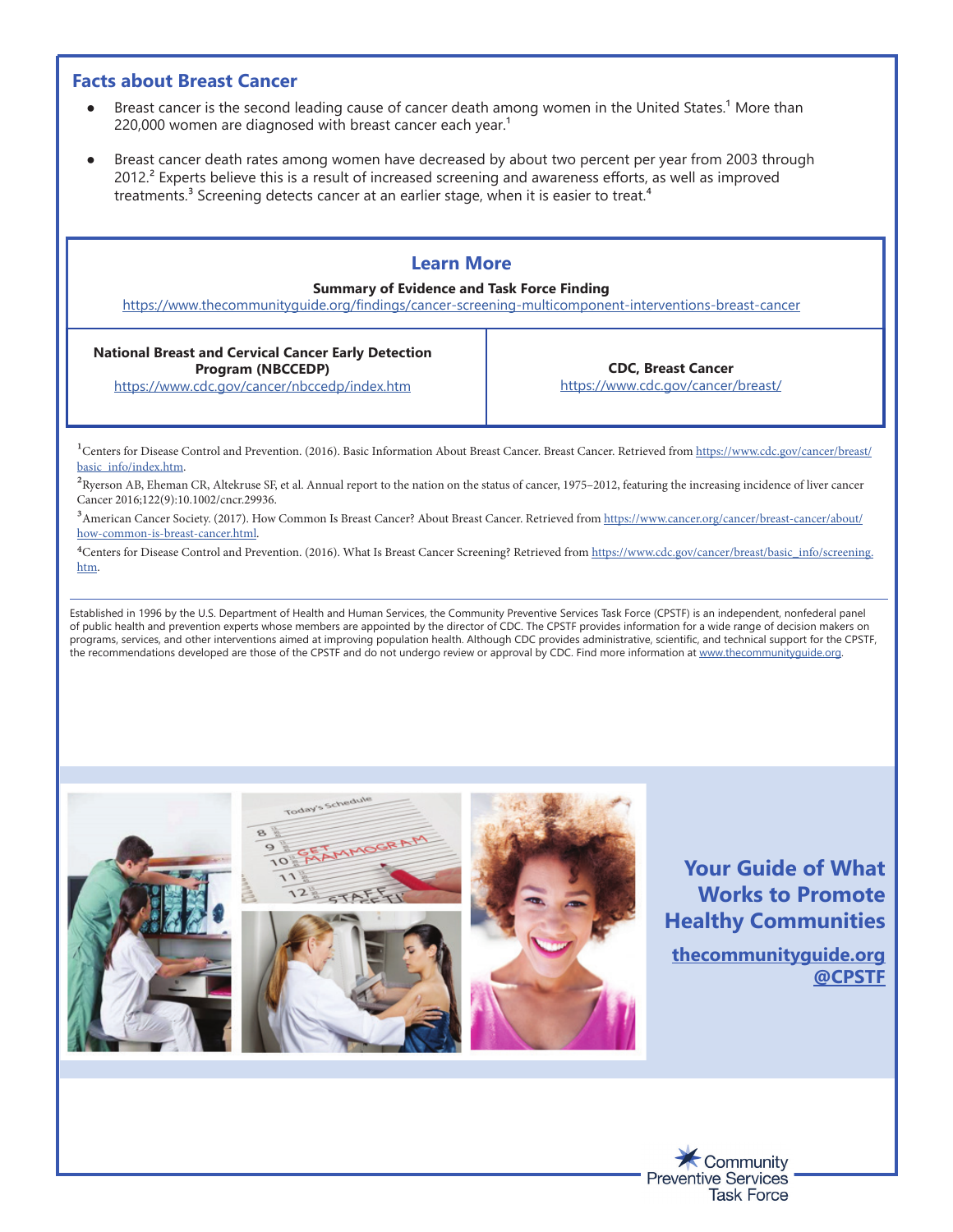## Facts about Breast Cancer

- Breast cancer is the second leading cause of cancer death among women in the United States.[1] More than 220,000 women are diagnosed with breast cancer each year.[1]
- Breast cancer death rates among women have decreased by about two percent per year from 2003 through 2012.[2] Experts believe this is a result of increased screening and awareness efforts, as well as improved treatments.[3] Screening detects cancer at an earlier stage, when it is easier to treat.[4]

## Learn More

**Summary of Evidence and Task Force Finding**
https://www.thecommunityguide.org/findings/cancer-screening-multicomponent-interventions-breast-cancer

**National Breast and Cervical Cancer Early Detection Program (NBCCEDP)**
https://www.cdc.gov/cancer/nbccedp/index.htm

**CDC, Breast Cancer**
https://www.cdc.gov/cancer/breast/

[1]Centers for Disease Control and Prevention. (2016). Basic Information About Breast Cancer. Breast Cancer. Retrieved from https://www.cdc.gov/cancer/breast/basic_info/index.htm.

[2]Ryerson AB, Eheman CR, Altekruse SF, et al. Annual report to the nation on the status of cancer, 1975–2012, featuring the increasing incidence of liver cancer Cancer 2016;122(9):10.1002/cncr.29936.

[3]American Cancer Society. (2017). How Common Is Breast Cancer? About Breast Cancer. Retrieved from https://www.cancer.org/cancer/breast-cancer/about/how-common-is-breast-cancer.html.

[4]Centers for Disease Control and Prevention. (2016). What Is Breast Cancer Screening? Retrieved from https://www.cdc.gov/cancer/breast/basic_info/screening.htm.

---

Established in 1996 by the U.S. Department of Health and Human Services, the Community Preventive Services Task Force (CPSTF) is an independent, nonfederal panel of public health and prevention experts whose members are appointed by the director of CDC. The CPSTF provides information for a wide range of decision makers on programs, services, and other interventions aimed at improving population health. Although CDC provides administrative, scientific, and technical support for the CPSTF, the recommendations developed are those of the CPSTF and do not undergo review or approval by CDC. Find more information at www.thecommunityguide.org.

**Your Guide of What Works to Promote Healthy Communities**

**thecommunityguide.org**
**@CPSTF**

Community Preventive Services Task Force